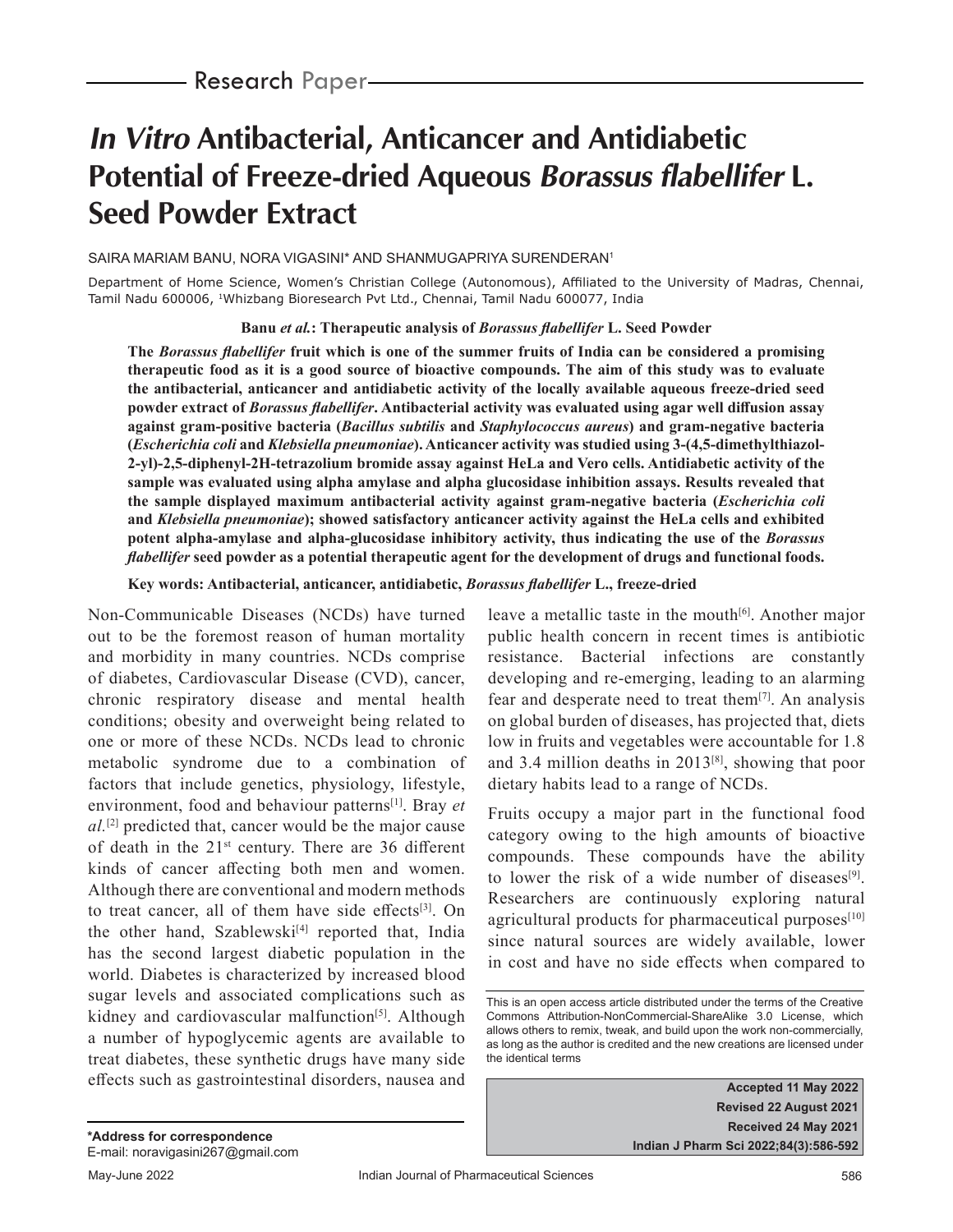Research Paper

# *In Vitro* Antibacterial, Anticancer and Antidiabetic Potential of Freeze-dried Aqueous *Borassus flabellifer* L. Seed Powder Extract

SAIRA MARIAM BANU, NORA VIGASINI* AND SHANMUGAPRIYA SURENDERAN[1]

Department of Home Science, Women's Christian College (Autonomous), Affiliated to the University of Madras, Chennai, Tamil Nadu 600006, [1]Whizbang Bioresearch Pvt Ltd., Chennai, Tamil Nadu 600077, India

**Banu *et al.*: Therapeutic analysis of *Borassus flabellifer* L. Seed Powder**

**The *Borassus flabellifer* fruit which is one of the summer fruits of India can be considered a promising therapeutic food as it is a good source of bioactive compounds. The aim of this study was to evaluate the antibacterial, anticancer and antidiabetic activity of the locally available aqueous freeze-dried seed powder extract of *Borassus flabellifer*. Antibacterial activity was evaluated using agar well diffusion assay against gram-positive bacteria (*Bacillus subtilis* and *Staphylococcus aureus*) and gram-negative bacteria (*Escherichia coli* and *Klebsiella pneumoniae*). Anticancer activity was studied using 3-(4,5-dimethylthiazol-2-yl)-2,5-diphenyl-2H-tetrazolium bromide assay against HeLa and Vero cells. Antidiabetic activity of the sample was evaluated using alpha amylase and alpha glucosidase inhibition assays. Results revealed that the sample displayed maximum antibacterial activity against gram-negative bacteria (*Escherichia coli* and *Klebsiella pneumoniae*); showed satisfactory anticancer activity against the HeLa cells and exhibited potent alpha-amylase and alpha-glucosidase inhibitory activity, thus indicating the use of the *Borassus flabellifer* seed powder as a potential therapeutic agent for the development of drugs and functional foods.**

**Key words: Antibacterial, anticancer, antidiabetic, *Borassus flabellifer* L., freeze-dried**

Non-Communicable Diseases (NCDs) have turned out to be the foremost reason of human mortality and morbidity in many countries. NCDs comprise of diabetes, Cardiovascular Disease (CVD), cancer, chronic respiratory disease and mental health conditions; obesity and overweight being related to one or more of these NCDs. NCDs lead to chronic metabolic syndrome due to a combination of factors that include genetics, physiology, lifestyle, environment, food and behaviour patterns[1]. Bray *et al.*[2] predicted that, cancer would be the major cause of death in the 21st century. There are 36 different kinds of cancer affecting both men and women. Although there are conventional and modern methods to treat cancer, all of them have side effects[3]. On the other hand, Szablewski[4] reported that, India has the second largest diabetic population in the world. Diabetes is characterized by increased blood sugar levels and associated complications such as kidney and cardiovascular malfunction[5]. Although a number of hypoglycemic agents are available to treat diabetes, these synthetic drugs have many side effects such as gastrointestinal disorders, nausea and leave a metallic taste in the mouth[6]. Another major public health concern in recent times is antibiotic resistance. Bacterial infections are constantly developing and re-emerging, leading to an alarming fear and desperate need to treat them[7]. An analysis on global burden of diseases, has projected that, diets low in fruits and vegetables were accountable for 1.8 and 3.4 million deaths in 2013[8], showing that poor dietary habits lead to a range of NCDs.

Fruits occupy a major part in the functional food category owing to the high amounts of bioactive compounds. These compounds have the ability to lower the risk of a wide number of diseases[9]. Researchers are continuously exploring natural agricultural products for pharmaceutical purposes[10] since natural sources are widely available, lower in cost and have no side effects when compared to

This is an open access article distributed under the terms of the Creative Commons Attribution-NonCommercial-ShareAlike 3.0 License, which allows others to remix, tweak, and build upon the work non-commercially, as long as the author is credited and the new creations are licensed under the identical terms

**Accepted 11 May 2022**
**Revised 22 August 2021**
**Received 24 May 2021**
**Indian J Pharm Sci 2022;84(3):586-592**

***Address for correspondence**
E-mail: noravigasini267@gmail.com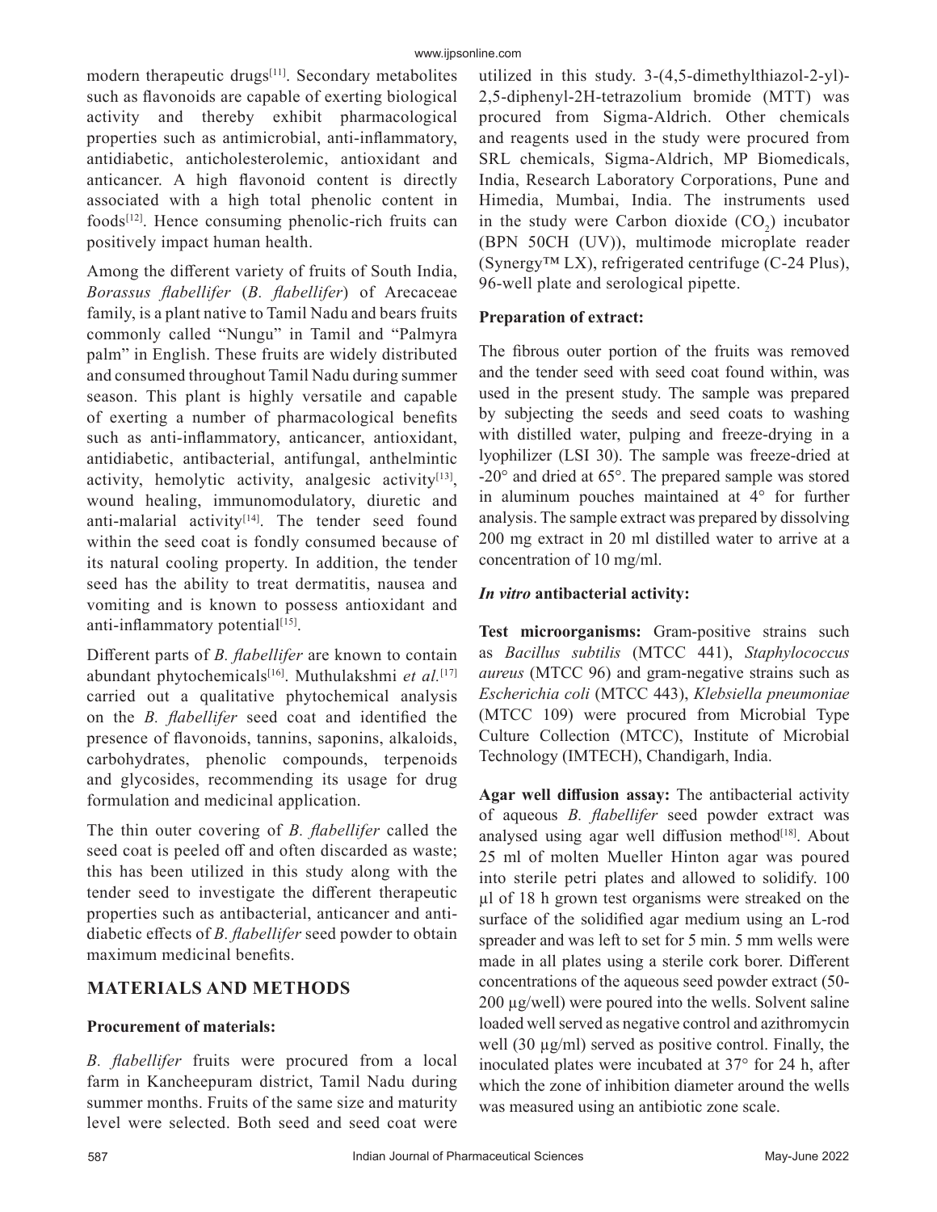modern therapeutic drugs[11]. Secondary metabolites such as flavonoids are capable of exerting biological activity and thereby exhibit pharmacological properties such as antimicrobial, anti-inflammatory, antidiabetic, anticholesterolemic, antioxidant and anticancer. A high flavonoid content is directly associated with a high total phenolic content in foods[12]. Hence consuming phenolic-rich fruits can positively impact human health.

Among the different variety of fruits of South India, *Borassus flabellifer* (*B. flabellifer*) of Arecaceae family, is a plant native to Tamil Nadu and bears fruits commonly called "Nungu" in Tamil and "Palmyra palm" in English. These fruits are widely distributed and consumed throughout Tamil Nadu during summer season. This plant is highly versatile and capable of exerting a number of pharmacological benefits such as anti-inflammatory, anticancer, antioxidant, antidiabetic, antibacterial, antifungal, anthelmintic activity, hemolytic activity, analgesic activity[13], wound healing, immunomodulatory, diuretic and anti-malarial activity[14]. The tender seed found within the seed coat is fondly consumed because of its natural cooling property. In addition, the tender seed has the ability to treat dermatitis, nausea and vomiting and is known to possess antioxidant and anti-inflammatory potential[15].

Different parts of *B. flabellifer* are known to contain abundant phytochemicals[16]. Muthulakshmi *et al.*[17] carried out a qualitative phytochemical analysis on the *B. flabellifer* seed coat and identified the presence of flavonoids, tannins, saponins, alkaloids, carbohydrates, phenolic compounds, terpenoids and glycosides, recommending its usage for drug formulation and medicinal application.

The thin outer covering of *B. flabellifer* called the seed coat is peeled off and often discarded as waste; this has been utilized in this study along with the tender seed to investigate the different therapeutic properties such as antibacterial, anticancer and anti-diabetic effects of *B. flabellifer* seed powder to obtain maximum medicinal benefits.

## MATERIALS AND METHODS

### Procurement of materials:

*B. flabellifer* fruits were procured from a local farm in Kancheepuram district, Tamil Nadu during summer months. Fruits of the same size and maturity level were selected. Both seed and seed coat were utilized in this study. 3-(4,5-dimethylthiazol-2-yl)-2,5-diphenyl-2H-tetrazolium bromide (MTT) was procured from Sigma-Aldrich. Other chemicals and reagents used in the study were procured from SRL chemicals, Sigma-Aldrich, MP Biomedicals, India, Research Laboratory Corporations, Pune and Himedia, Mumbai, India. The instruments used in the study were Carbon dioxide ($CO_2$) incubator (BPN 50CH (UV)), multimode microplate reader (Synergy™ LX), refrigerated centrifuge (C-24 Plus), 96-well plate and serological pipette.

### Preparation of extract:

The fibrous outer portion of the fruits was removed and the tender seed with seed coat found within, was used in the present study. The sample was prepared by subjecting the seeds and seed coats to washing with distilled water, pulping and freeze-drying in a lyophilizer (LSI 30). The sample was freeze-dried at -20° and dried at 65°. The prepared sample was stored in aluminum pouches maintained at 4° for further analysis. The sample extract was prepared by dissolving 200 mg extract in 20 ml distilled water to arrive at a concentration of 10 mg/ml.

### *In vitro* antibacterial activity:

**Test microorganisms:** Gram-positive strains such as *Bacillus subtilis* (MTCC 441), *Staphylococcus aureus* (MTCC 96) and gram-negative strains such as *Escherichia coli* (MTCC 443), *Klebsiella pneumoniae* (MTCC 109) were procured from Microbial Type Culture Collection (MTCC), Institute of Microbial Technology (IMTECH), Chandigarh, India.

**Agar well diffusion assay:** The antibacterial activity of aqueous *B. flabellifer* seed powder extract was analysed using agar well diffusion method[18]. About 25 ml of molten Mueller Hinton agar was poured into sterile petri plates and allowed to solidify. 100 µl of 18 h grown test organisms were streaked on the surface of the solidified agar medium using an L-rod spreader and was left to set for 5 min. 5 mm wells were made in all plates using a sterile cork borer. Different concentrations of the aqueous seed powder extract (50-200 µg/well) were poured into the wells. Solvent saline loaded well served as negative control and azithromycin well (30 µg/ml) served as positive control. Finally, the inoculated plates were incubated at 37° for 24 h, after which the zone of inhibition diameter around the wells was measured using an antibiotic zone scale.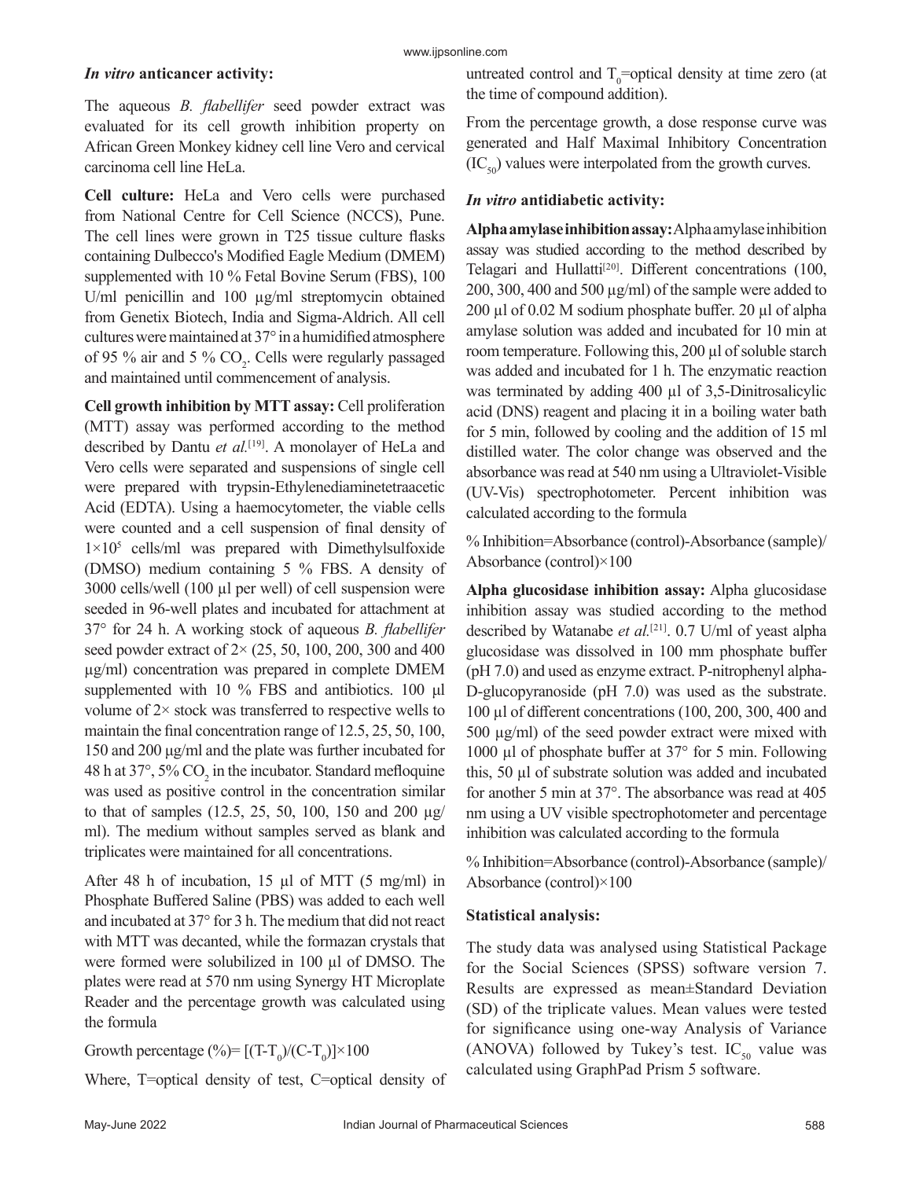### *In vitro* anticancer activity:

The aqueous *B. flabellifer* seed powder extract was evaluated for its cell growth inhibition property on African Green Monkey kidney cell line Vero and cervical carcinoma cell line HeLa.

**Cell culture:** HeLa and Vero cells were purchased from National Centre for Cell Science (NCCS), Pune. The cell lines were grown in T25 tissue culture flasks containing Dulbecco's Modified Eagle Medium (DMEM) supplemented with 10 % Fetal Bovine Serum (FBS), 100 U/ml penicillin and 100 µg/ml streptomycin obtained from Genetix Biotech, India and Sigma-Aldrich. All cell cultures were maintained at 37° in a humidified atmosphere of 95 % air and 5 % $CO_2$. Cells were regularly passaged and maintained until commencement of analysis.

**Cell growth inhibition by MTT assay:** Cell proliferation (MTT) assay was performed according to the method described by Dantu *et al.*[19]. A monolayer of HeLa and Vero cells were separated and suspensions of single cell were prepared with trypsin-Ethylenediaminetetraacetic Acid (EDTA). Using a haemocytometer, the viable cells were counted and a cell suspension of final density of $1\times10^5$ cells/ml was prepared with Dimethylsulfoxide (DMSO) medium containing 5 % FBS. A density of 3000 cells/well (100 µl per well) of cell suspension were seeded in 96-well plates and incubated for attachment at 37° for 24 h. A working stock of aqueous *B. flabellifer* seed powder extract of 2× (25, 50, 100, 200, 300 and 400 µg/ml) concentration was prepared in complete DMEM supplemented with 10 % FBS and antibiotics. 100 µl volume of 2× stock was transferred to respective wells to maintain the final concentration range of 12.5, 25, 50, 100, 150 and 200 µg/ml and the plate was further incubated for 48 h at 37°, 5% $CO_2$ in the incubator. Standard mefloquine was used as positive control in the concentration similar to that of samples (12.5, 25, 50, 100, 150 and 200 µg/ml). The medium without samples served as blank and triplicates were maintained for all concentrations.

After 48 h of incubation, 15 µl of MTT (5 mg/ml) in Phosphate Buffered Saline (PBS) was added to each well and incubated at 37° for 3 h. The medium that did not react with MTT was decanted, while the formazan crystals that were formed were solubilized in 100 µl of DMSO. The plates were read at 570 nm using Synergy HT Microplate Reader and the percentage growth was calculated using the formula

$$\text{Growth percentage (\%)} = [(T-T_0)/(C-T_0)]\times100$$

Where, T=optical density of test, C=optical density of untreated control and $T_0$=optical density at time zero (at the time of compound addition).

From the percentage growth, a dose response curve was generated and Half Maximal Inhibitory Concentration ($IC_{50}$) values were interpolated from the growth curves.

### *In vitro* antidiabetic activity:

**Alpha amylase inhibition assay:** Alpha amylase inhibition assay was studied according to the method described by Telagari and Hullatti[20]. Different concentrations (100, 200, 300, 400 and 500 µg/ml) of the sample were added to 200 µl of 0.02 M sodium phosphate buffer. 20 µl of alpha amylase solution was added and incubated for 10 min at room temperature. Following this, 200 µl of soluble starch was added and incubated for 1 h. The enzymatic reaction was terminated by adding 400 µl of 3,5-Dinitrosalicylic acid (DNS) reagent and placing it in a boiling water bath for 5 min, followed by cooling and the addition of 15 ml distilled water. The color change was observed and the absorbance was read at 540 nm using a Ultraviolet-Visible (UV-Vis) spectrophotometer. Percent inhibition was calculated according to the formula

% Inhibition=Absorbance (control)-Absorbance (sample)/Absorbance (control)×100

**Alpha glucosidase inhibition assay:** Alpha glucosidase inhibition assay was studied according to the method described by Watanabe *et al.*[21]. 0.7 U/ml of yeast alpha glucosidase was dissolved in 100 mm phosphate buffer (pH 7.0) and used as enzyme extract. P-nitrophenyl alpha-D-glucopyranoside (pH 7.0) was used as the substrate. 100 µl of different concentrations (100, 200, 300, 400 and 500 µg/ml) of the seed powder extract were mixed with 1000 µl of phosphate buffer at 37° for 5 min. Following this, 50 µl of substrate solution was added and incubated for another 5 min at 37°. The absorbance was read at 405 nm using a UV visible spectrophotometer and percentage inhibition was calculated according to the formula

% Inhibition=Absorbance (control)-Absorbance (sample)/Absorbance (control)×100

### Statistical analysis:

The study data was analysed using Statistical Package for the Social Sciences (SPSS) software version 7. Results are expressed as mean±Standard Deviation (SD) of the triplicate values. Mean values were tested for significance using one-way Analysis of Variance (ANOVA) followed by Tukey's test. $IC_{50}$ value was calculated using GraphPad Prism 5 software.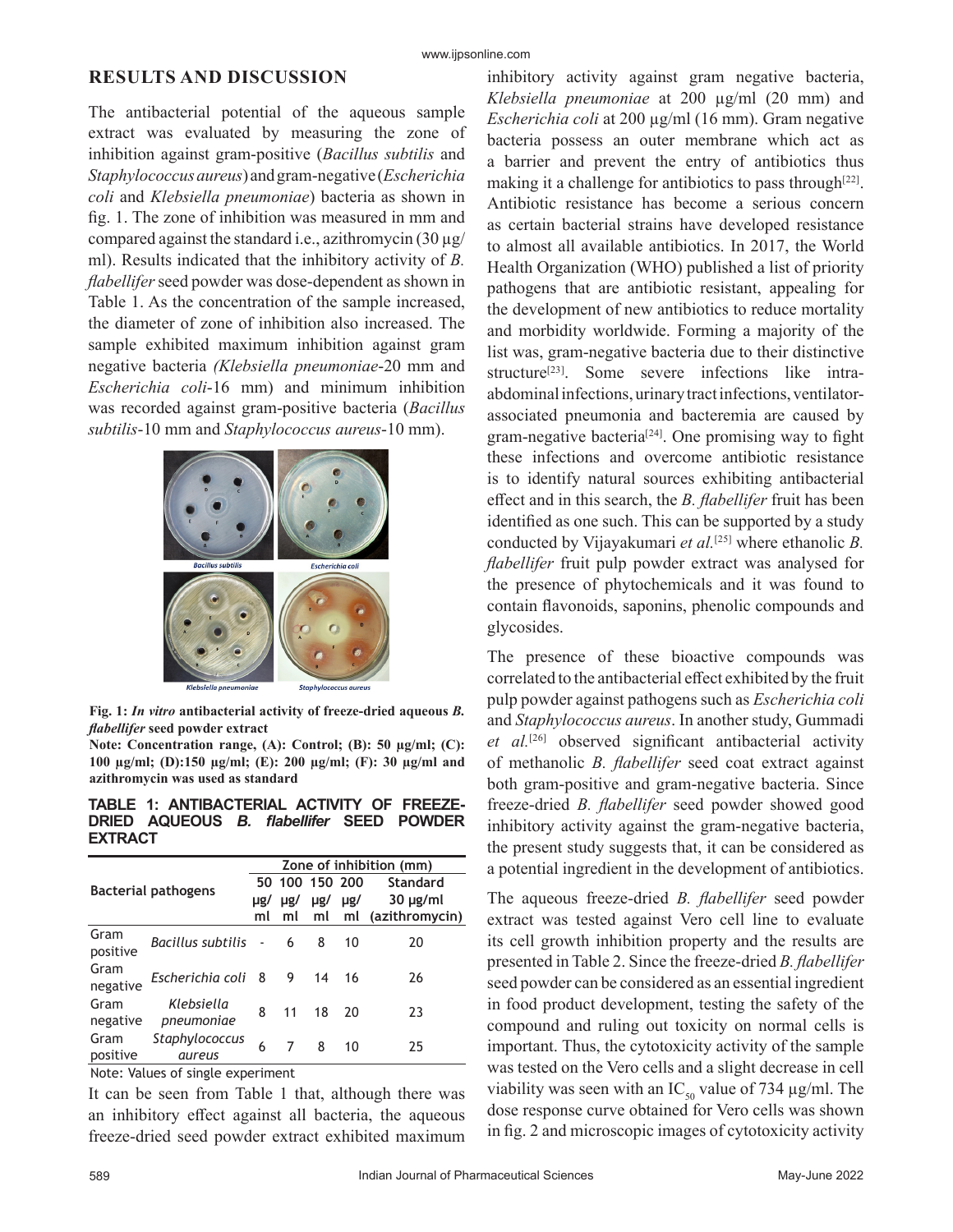## RESULTS AND DISCUSSION

The antibacterial potential of the aqueous sample extract was evaluated by measuring the zone of inhibition against gram-positive (*Bacillus subtilis* and *Staphylococcus aureus*) and gram-negative (*Escherichia coli* and *Klebsiella pneumoniae*) bacteria as shown in fig. 1. The zone of inhibition was measured in mm and compared against the standard i.e., azithromycin (30 µg/ml). Results indicated that the inhibitory activity of *B. flabellifer* seed powder was dose-dependent as shown in Table 1. As the concentration of the sample increased, the diameter of zone of inhibition also increased. The sample exhibited maximum inhibition against gram negative bacteria *(Klebsiella pneumoniae*-20 mm and *Escherichia coli*-16 mm) and minimum inhibition was recorded against gram-positive bacteria (*Bacillus subtilis*-10 mm and *Staphylococcus aureus*-10 mm).

**Fig. 1:** ***In vitro*** **antibacterial activity of freeze-dried aqueous** ***B. flabellifer*** **seed powder extract**

**Note: Concentration range, (A): Control; (B): 50 µg/ml; (C): 100 µg/ml; (D):150 µg/ml; (E): 200 µg/ml; (F): 30 µg/ml and azithromycin was used as standard**

**TABLE 1: ANTIBACTERIAL ACTIVITY OF FREEZE-DRIED AQUEOUS** ***B. flabellifer*** **SEED POWDER EXTRACT**

| Bacterial pathogens | | Zone of inhibition (mm) | | | | |
|---|---|---|---|---|---|---|
| | | 50 µg/ml | 100 µg/ml | 150 µg/ml | 200 µg/ml | Standard 30 µg/ml (azithromycin) |
| Gram positive | *Bacillus subtilis* | - | 6 | 8 | 10 | 20 |
| Gram negative | *Escherichia coli* | 8 | 9 | 14 | 16 | 26 |
| Gram negative | *Klebsiella pneumoniae* | 8 | 11 | 18 | 20 | 23 |
| Gram positive | *Staphylococcus aureus* | 6 | 7 | 8 | 10 | 25 |

Note: Values of single experiment

It can be seen from Table 1 that, although there was an inhibitory effect against all bacteria, the aqueous freeze-dried seed powder extract exhibited maximum inhibitory activity against gram negative bacteria, *Klebsiella pneumoniae* at 200 µg/ml (20 mm) and *Escherichia coli* at 200 µg/ml (16 mm). Gram negative bacteria possess an outer membrane which act as a barrier and prevent the entry of antibiotics thus making it a challenge for antibiotics to pass through[22]. Antibiotic resistance has become a serious concern as certain bacterial strains have developed resistance to almost all available antibiotics. In 2017, the World Health Organization (WHO) published a list of priority pathogens that are antibiotic resistant, appealing for the development of new antibiotics to reduce mortality and morbidity worldwide. Forming a majority of the list was, gram-negative bacteria due to their distinctive structure[23]. Some severe infections like intra-abdominal infections, urinary tract infections, ventilator-associated pneumonia and bacteremia are caused by gram-negative bacteria[24]. One promising way to fight these infections and overcome antibiotic resistance is to identify natural sources exhibiting antibacterial effect and in this search, the *B. flabellifer* fruit has been identified as one such. This can be supported by a study conducted by Vijayakumari *et al.*[25] where ethanolic *B. flabellifer* fruit pulp powder extract was analysed for the presence of phytochemicals and it was found to contain flavonoids, saponins, phenolic compounds and glycosides.

The presence of these bioactive compounds was correlated to the antibacterial effect exhibited by the fruit pulp powder against pathogens such as *Escherichia coli* and *Staphylococcus aureus*. In another study, Gummadi *et al.*[26] observed significant antibacterial activity of methanolic *B. flabellifer* seed coat extract against both gram-positive and gram-negative bacteria. Since freeze-dried *B. flabellifer* seed powder showed good inhibitory activity against the gram-negative bacteria, the present study suggests that, it can be considered as a potential ingredient in the development of antibiotics.

The aqueous freeze-dried *B. flabellifer* seed powder extract was tested against Vero cell line to evaluate its cell growth inhibition property and the results are presented in Table 2. Since the freeze-dried *B. flabellifer* seed powder can be considered as an essential ingredient in food product development, testing the safety of the compound and ruling out toxicity on normal cells is important. Thus, the cytotoxicity activity of the sample was tested on the Vero cells and a slight decrease in cell viability was seen with an $IC_{50}$ value of 734 µg/ml. The dose response curve obtained for Vero cells was shown in fig. 2 and microscopic images of cytotoxicity activity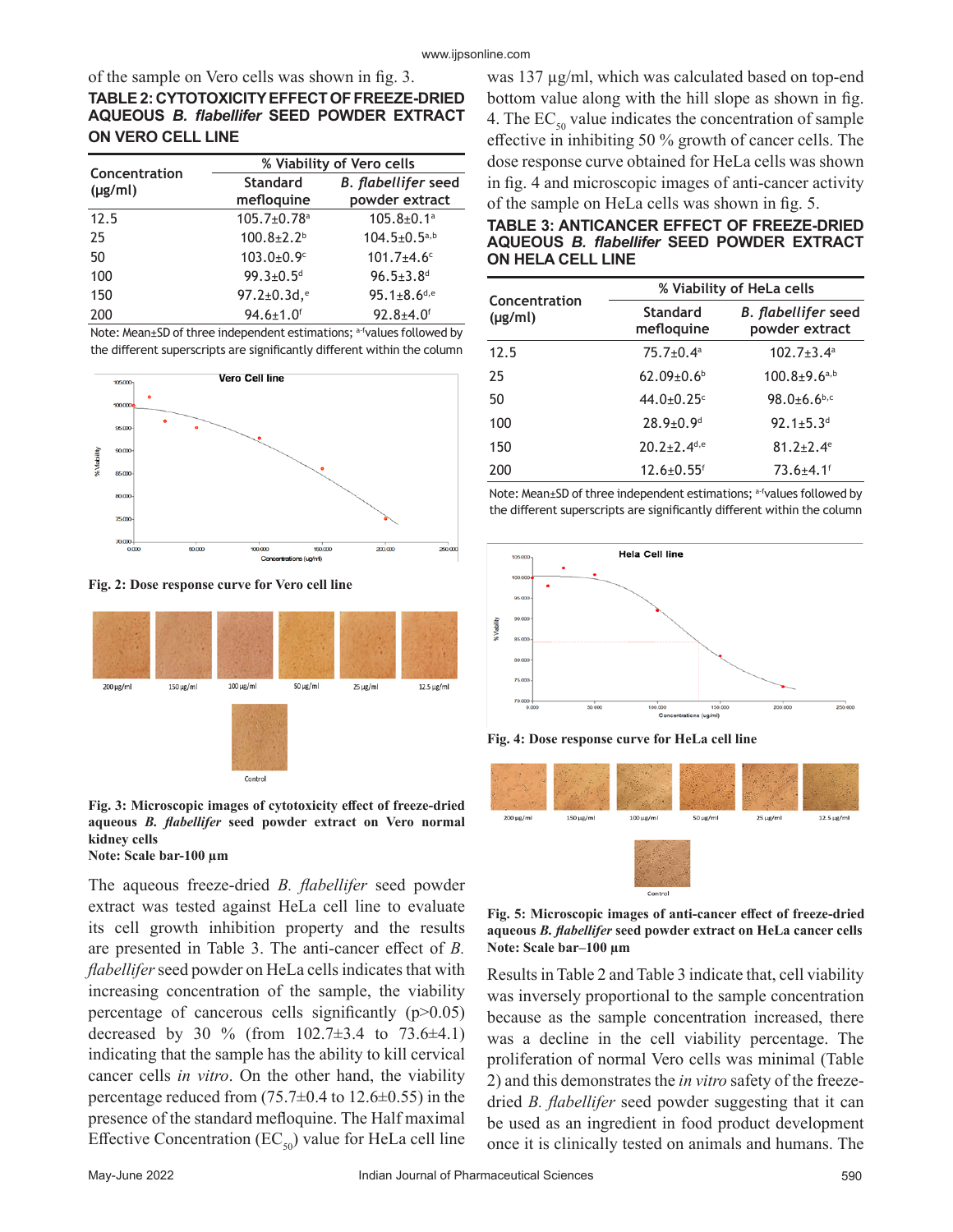of the sample on Vero cells was shown in fig. 3.

**TABLE 2: CYTOTOXICITY EFFECT OF FREEZE-DRIED AQUEOUS *B. flabellifer* SEED POWDER EXTRACT ON VERO CELL LINE**

| Concentration (µg/ml) | % Viability of Vero cells | |
|---|---|---|
| | Standard mefloquine | *B. flabellifer* seed powder extract |
| 12.5 | 105.7±0.78[a] | 105.8±0.1[a] |
| 25 | 100.8±2.2[b] | 104.5±0.5[a,b] |
| 50 | 103.0±0.9[c] | 101.7±4.6[c] |
| 100 | 99.3±0.5[d] | 96.5±3.8[d] |
| 150 | 97.2±0.3d,[e] | 95.1±8.6[d,e] |
| 200 | 94.6±1.0[f] | 92.8±4.0[f] |

Note: Mean±SD of three independent estimations; [a-f]values followed by the different superscripts are significantly different within the column

Fig. 2: Dose response curve for Vero cell line

Fig. 3: Microscopic images of cytotoxicity effect of freeze-dried aqueous *B. flabellifer* seed powder extract on Vero normal kidney cells
Note: Scale bar-100 µm

The aqueous freeze-dried *B. flabellifer* seed powder extract was tested against HeLa cell line to evaluate its cell growth inhibition property and the results are presented in Table 3. The anti-cancer effect of *B. flabellifer* seed powder on HeLa cells indicates that with increasing concentration of the sample, the viability percentage of cancerous cells significantly ($p>0.05$) decreased by 30 % (from 102.7±3.4 to 73.6±4.1) indicating that the sample has the ability to kill cervical cancer cells *in vitro*. On the other hand, the viability percentage reduced from (75.7±0.4 to 12.6±0.55) in the presence of the standard mefloquine. The Half maximal Effective Concentration ($EC_{50}$) value for HeLa cell line was 137 µg/ml, which was calculated based on top-end bottom value along with the hill slope as shown in fig. 4. The $EC_{50}$ value indicates the concentration of sample effective in inhibiting 50 % growth of cancer cells. The dose response curve obtained for HeLa cells was shown in fig. 4 and microscopic images of anti-cancer activity of the sample on HeLa cells was shown in fig. 5.

**TABLE 3: ANTICANCER EFFECT OF FREEZE-DRIED AQUEOUS *B. flabellifer* SEED POWDER EXTRACT ON HELA CELL LINE**

| Concentration (µg/ml) | % Viability of HeLa cells | |
|---|---|---|
| | Standard mefloquine | *B. flabellifer* seed powder extract |
| 12.5 | 75.7±0.4[a] | 102.7±3.4[a] |
| 25 | 62.09±0.6[b] | 100.8±9.6[a,b] |
| 50 | 44.0±0.25[c] | 98.0±6.6[b,c] |
| 100 | 28.9±0.9[d] | 92.1±5.3[d] |
| 150 | 20.2±2.4[d,e] | 81.2±2.4[e] |
| 200 | 12.6±0.55[f] | 73.6±4.1[f] |

Note: Mean±SD of three independent estimations; [a-f]values followed by the different superscripts are significantly different within the column

Fig. 4: Dose response curve for HeLa cell line

Fig. 5: Microscopic images of anti-cancer effect of freeze-dried aqueous *B. flabellifer* seed powder extract on HeLa cancer cells
Note: Scale bar–100 µm

Results in Table 2 and Table 3 indicate that, cell viability was inversely proportional to the sample concentration because as the sample concentration increased, there was a decline in the cell viability percentage. The proliferation of normal Vero cells was minimal (Table 2) and this demonstrates the *in vitro* safety of the freeze-dried *B. flabellifer* seed powder suggesting that it can be used as an ingredient in food product development once it is clinically tested on animals and humans. The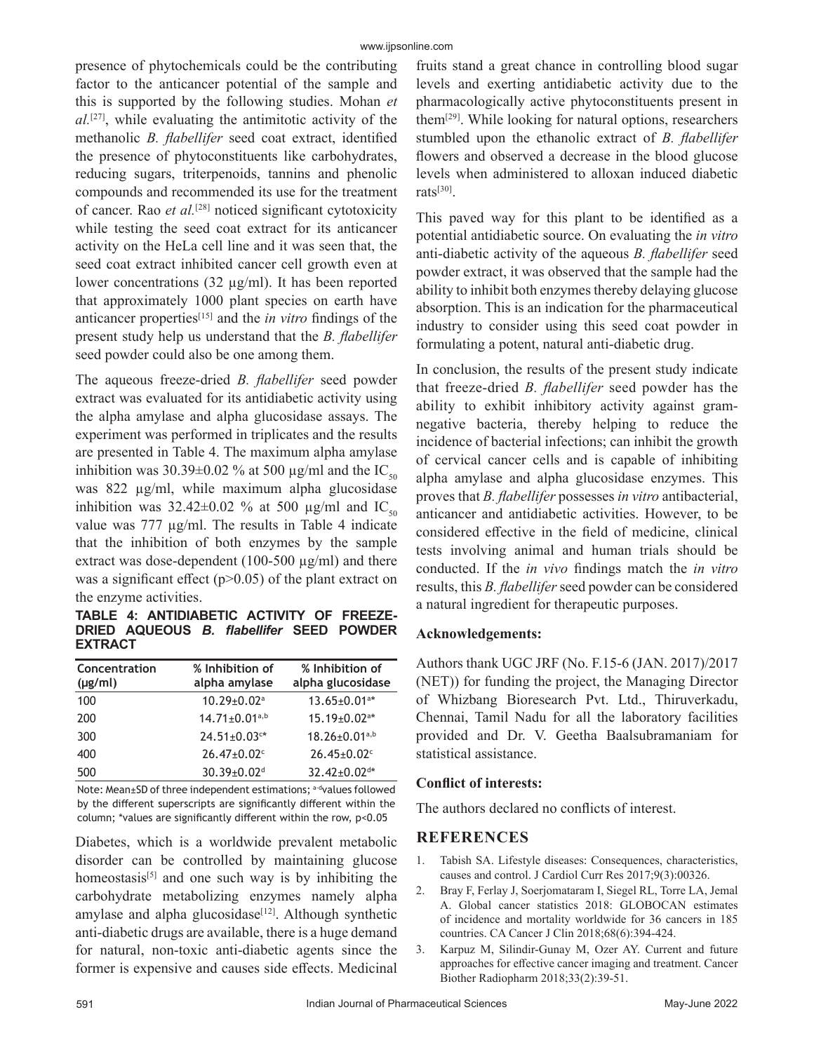presence of phytochemicals could be the contributing factor to the anticancer potential of the sample and this is supported by the following studies. Mohan *et al.*[27], while evaluating the antimitotic activity of the methanolic *B. flabellifer* seed coat extract, identified the presence of phytoconstituents like carbohydrates, reducing sugars, triterpenoids, tannins and phenolic compounds and recommended its use for the treatment of cancer. Rao *et al.*[28] noticed significant cytotoxicity while testing the seed coat extract for its anticancer activity on the HeLa cell line and it was seen that, the seed coat extract inhibited cancer cell growth even at lower concentrations (32 µg/ml). It has been reported that approximately 1000 plant species on earth have anticancer properties[15] and the *in vitro* findings of the present study help us understand that the *B. flabellifer* seed powder could also be one among them.

The aqueous freeze-dried *B. flabellifer* seed powder extract was evaluated for its antidiabetic activity using the alpha amylase and alpha glucosidase assays. The experiment was performed in triplicates and the results are presented in Table 4. The maximum alpha amylase inhibition was 30.39±0.02 % at 500 µg/ml and the $IC_{50}$ was 822 µg/ml, while maximum alpha glucosidase inhibition was 32.42±0.02 % at 500 µg/ml and $IC_{50}$ value was 777 µg/ml. The results in Table 4 indicate that the inhibition of both enzymes by the sample extract was dose-dependent (100-500 µg/ml) and there was a significant effect ($p>0.05$) of the plant extract on the enzyme activities.

**TABLE 4: ANTIDIABETIC ACTIVITY OF FREEZE-DRIED AQUEOUS *B. flabellifer* SEED POWDER EXTRACT**

| Concentration (µg/ml) | % Inhibition of alpha amylase | % Inhibition of alpha glucosidase |
|---|---|---|
| 100 | 10.29±0.02[a] | 13.65±0.01[a*] |
| 200 | 14.71±0.01[a,b] | 15.19±0.02[a*] |
| 300 | 24.51±0.03[c*] | 18.26±0.01[a,b] |
| 400 | 26.47±0.02[c] | 26.45±0.02[c] |
| 500 | 30.39±0.02[d] | 32.42±0.02[d*] |

Note: Mean±SD of three independent estimations; [a-d]values followed by the different superscripts are significantly different within the column; *values are significantly different within the row, $p<0.05$

Diabetes, which is a worldwide prevalent metabolic disorder can be controlled by maintaining glucose homeostasis[5] and one such way is by inhibiting the carbohydrate metabolizing enzymes namely alpha amylase and alpha glucosidase[12]. Although synthetic anti-diabetic drugs are available, there is a huge demand for natural, non-toxic anti-diabetic agents since the former is expensive and causes side effects. Medicinal fruits stand a great chance in controlling blood sugar levels and exerting antidiabetic activity due to the pharmacologically active phytoconstituents present in them[29]. While looking for natural options, researchers stumbled upon the ethanolic extract of *B. flabellifer* flowers and observed a decrease in the blood glucose levels when administered to alloxan induced diabetic rats[30].

This paved way for this plant to be identified as a potential antidiabetic source. On evaluating the *in vitro* anti-diabetic activity of the aqueous *B. flabellifer* seed powder extract, it was observed that the sample had the ability to inhibit both enzymes thereby delaying glucose absorption. This is an indication for the pharmaceutical industry to consider using this seed coat powder in formulating a potent, natural anti-diabetic drug.

In conclusion, the results of the present study indicate that freeze-dried *B. flabellifer* seed powder has the ability to exhibit inhibitory activity against gram-negative bacteria, thereby helping to reduce the incidence of bacterial infections; can inhibit the growth of cervical cancer cells and is capable of inhibiting alpha amylase and alpha glucosidase enzymes. This proves that *B. flabellifer* possesses *in vitro* antibacterial, anticancer and antidiabetic activities. However, to be considered effective in the field of medicine, clinical tests involving animal and human trials should be conducted. If the *in vivo* findings match the *in vitro* results, this *B. flabellifer* seed powder can be considered a natural ingredient for therapeutic purposes.

### Acknowledgements:

Authors thank UGC JRF (No. F.15-6 (JAN. 2017)/2017 (NET)) for funding the project, the Managing Director of Whizbang Bioresearch Pvt. Ltd., Thiruverkadu, Chennai, Tamil Nadu for all the laboratory facilities provided and Dr. V. Geetha Baalsubramaniam for statistical assistance.

### Conflict of interests:

The authors declared no conflicts of interest.

## REFERENCES

1. Tabish SA. Lifestyle diseases: Consequences, characteristics, causes and control. J Cardiol Curr Res 2017;9(3):00326.
2. Bray F, Ferlay J, Soerjomataram I, Siegel RL, Torre LA, Jemal A. Global cancer statistics 2018: GLOBOCAN estimates of incidence and mortality worldwide for 36 cancers in 185 countries. CA Cancer J Clin 2018;68(6):394-424.
3. Karpuz M, Silindir-Gunay M, Ozer AY. Current and future approaches for effective cancer imaging and treatment. Cancer Biother Radiopharm 2018;33(2):39-51.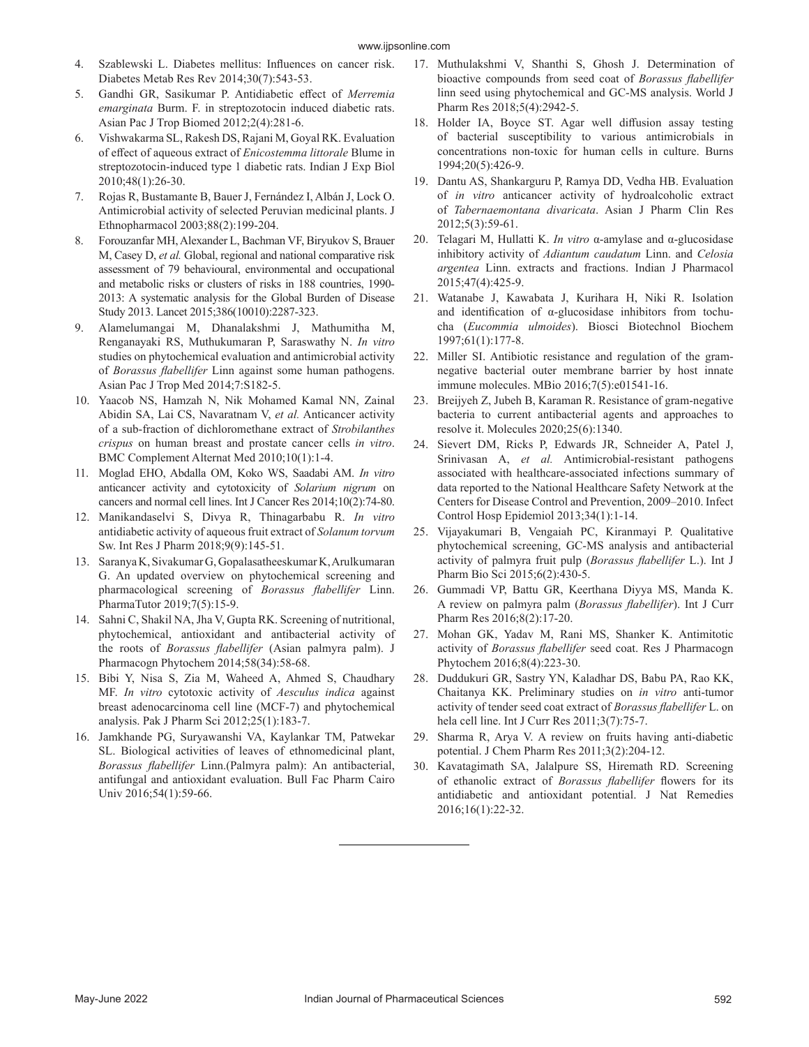4. Szablewski L. Diabetes mellitus: Influences on cancer risk. Diabetes Metab Res Rev 2014;30(7):543-53.
5. Gandhi GR, Sasikumar P. Antidiabetic effect of *Merremia emarginata* Burm. F. in streptozotocin induced diabetic rats. Asian Pac J Trop Biomed 2012;2(4):281-6.
6. Vishwakarma SL, Rakesh DS, Rajani M, Goyal RK. Evaluation of effect of aqueous extract of *Enicostemma littorale* Blume in streptozotocin-induced type 1 diabetic rats. Indian J Exp Biol 2010;48(1):26-30.
7. Rojas R, Bustamante B, Bauer J, Fernández I, Albán J, Lock O. Antimicrobial activity of selected Peruvian medicinal plants. J Ethnopharmacol 2003;88(2):199-204.
8. Forouzanfar MH, Alexander L, Bachman VF, Biryukov S, Brauer M, Casey D, *et al.* Global, regional and national comparative risk assessment of 79 behavioural, environmental and occupational and metabolic risks or clusters of risks in 188 countries, 1990-2013: A systematic analysis for the Global Burden of Disease Study 2013. Lancet 2015;386(10010):2287-323.
9. Alamelumangai M, Dhanalakshmi J, Mathumitha M, Renganayaki RS, Muthukumaran P, Saraswathy N. *In vitro* studies on phytochemical evaluation and antimicrobial activity of *Borassus flabellifer* Linn against some human pathogens. Asian Pac J Trop Med 2014;7:S182-5.
10. Yaacob NS, Hamzah N, Nik Mohamed Kamal NN, Zainal Abidin SA, Lai CS, Navaratnam V, *et al.* Anticancer activity of a sub-fraction of dichloromethane extract of *Strobilanthes crispus* on human breast and prostate cancer cells *in vitro*. BMC Complement Alternat Med 2010;10(1):1-4.
11. Moglad EHO, Abdalla OM, Koko WS, Saadabi AM. *In vitro* anticancer activity and cytotoxicity of *Solarium nigrum* on cancers and normal cell lines. Int J Cancer Res 2014;10(2):74-80.
12. Manikandaselvi S, Divya R, Thinagarbabu R. *In vitro* antidiabetic activity of aqueous fruit extract of *Solanum torvum* Sw. Int Res J Pharm 2018;9(9):145-51.
13. Saranya K, Sivakumar G, Gopalasatheeskumar K, Arulkumaran G. An updated overview on phytochemical screening and pharmacological screening of *Borassus flabellifer* Linn. PharmaTutor 2019;7(5):15-9.
14. Sahni C, Shakil NA, Jha V, Gupta RK. Screening of nutritional, phytochemical, antioxidant and antibacterial activity of the roots of *Borassus flabellifer* (Asian palmyra palm). J Pharmacogn Phytochem 2014;58(34):58-68.
15. Bibi Y, Nisa S, Zia M, Waheed A, Ahmed S, Chaudhary MF. *In vitro* cytotoxic activity of *Aesculus indica* against breast adenocarcinoma cell line (MCF-7) and phytochemical analysis. Pak J Pharm Sci 2012;25(1):183-7.
16. Jamkhande PG, Suryawanshi VA, Kaylankar TM, Patwekar SL. Biological activities of leaves of ethnomedicinal plant, *Borassus flabellifer* Linn.(Palmyra palm): An antibacterial, antifungal and antioxidant evaluation. Bull Fac Pharm Cairo Univ 2016;54(1):59-66.
17. Muthulakshmi V, Shanthi S, Ghosh J. Determination of bioactive compounds from seed coat of *Borassus flabellifer* linn seed using phytochemical and GC-MS analysis. World J Pharm Res 2018;5(4):2942-5.
18. Holder IA, Boyce ST. Agar well diffusion assay testing of bacterial susceptibility to various antimicrobials in concentrations non-toxic for human cells in culture. Burns 1994;20(5):426-9.
19. Dantu AS, Shankarguru P, Ramya DD, Vedha HB. Evaluation of *in vitro* anticancer activity of hydroalcoholic extract of *Tabernaemontana divaricata*. Asian J Pharm Clin Res 2012;5(3):59-61.
20. Telagari M, Hullatti K. *In vitro* α-amylase and α-glucosidase inhibitory activity of *Adiantum caudatum* Linn. and *Celosia argentea* Linn. extracts and fractions. Indian J Pharmacol 2015;47(4):425-9.
21. Watanabe J, Kawabata J, Kurihara H, Niki R. Isolation and identification of α-glucosidase inhibitors from tochucha (*Eucommia ulmoides*). Biosci Biotechnol Biochem 1997;61(1):177-8.
22. Miller SI. Antibiotic resistance and regulation of the gram-negative bacterial outer membrane barrier by host innate immune molecules. MBio 2016;7(5):e01541-16.
23. Breijyeh Z, Jubeh B, Karaman R. Resistance of gram-negative bacteria to current antibacterial agents and approaches to resolve it. Molecules 2020;25(6):1340.
24. Sievert DM, Ricks P, Edwards JR, Schneider A, Patel J, Srinivasan A, *et al.* Antimicrobial-resistant pathogens associated with healthcare-associated infections summary of data reported to the National Healthcare Safety Network at the Centers for Disease Control and Prevention, 2009–2010. Infect Control Hosp Epidemiol 2013;34(1):1-14.
25. Vijayakumari B, Vengaiah PC, Kiranmayi P. Qualitative phytochemical screening, GC-MS analysis and antibacterial activity of palmyra fruit pulp (*Borassus flabellifer* L.). Int J Pharm Bio Sci 2015;6(2):430-5.
26. Gummadi VP, Battu GR, Keerthana Diyya MS, Manda K. A review on palmyra palm (*Borassus flabellifer*). Int J Curr Pharm Res 2016;8(2):17-20.
27. Mohan GK, Yadav M, Rani MS, Shanker K. Antimitotic activity of *Borassus flabellifer* seed coat. Res J Pharmacogn Phytochem 2016;8(4):223-30.
28. Duddukuri GR, Sastry YN, Kaladhar DS, Babu PA, Rao KK, Chaitanya KK. Preliminary studies on *in vitro* anti-tumor activity of tender seed coat extract of *Borassus flabellifer* L. on hela cell line. Int J Curr Res 2011;3(7):75-7.
29. Sharma R, Arya V. A review on fruits having anti-diabetic potential. J Chem Pharm Res 2011;3(2):204-12.
30. Kavatagimath SA, Jalalpure SS, Hiremath RD. Screening of ethanolic extract of *Borassus flabellifer* flowers for its antidiabetic and antioxidant potential. J Nat Remedies 2016;16(1):22-32.